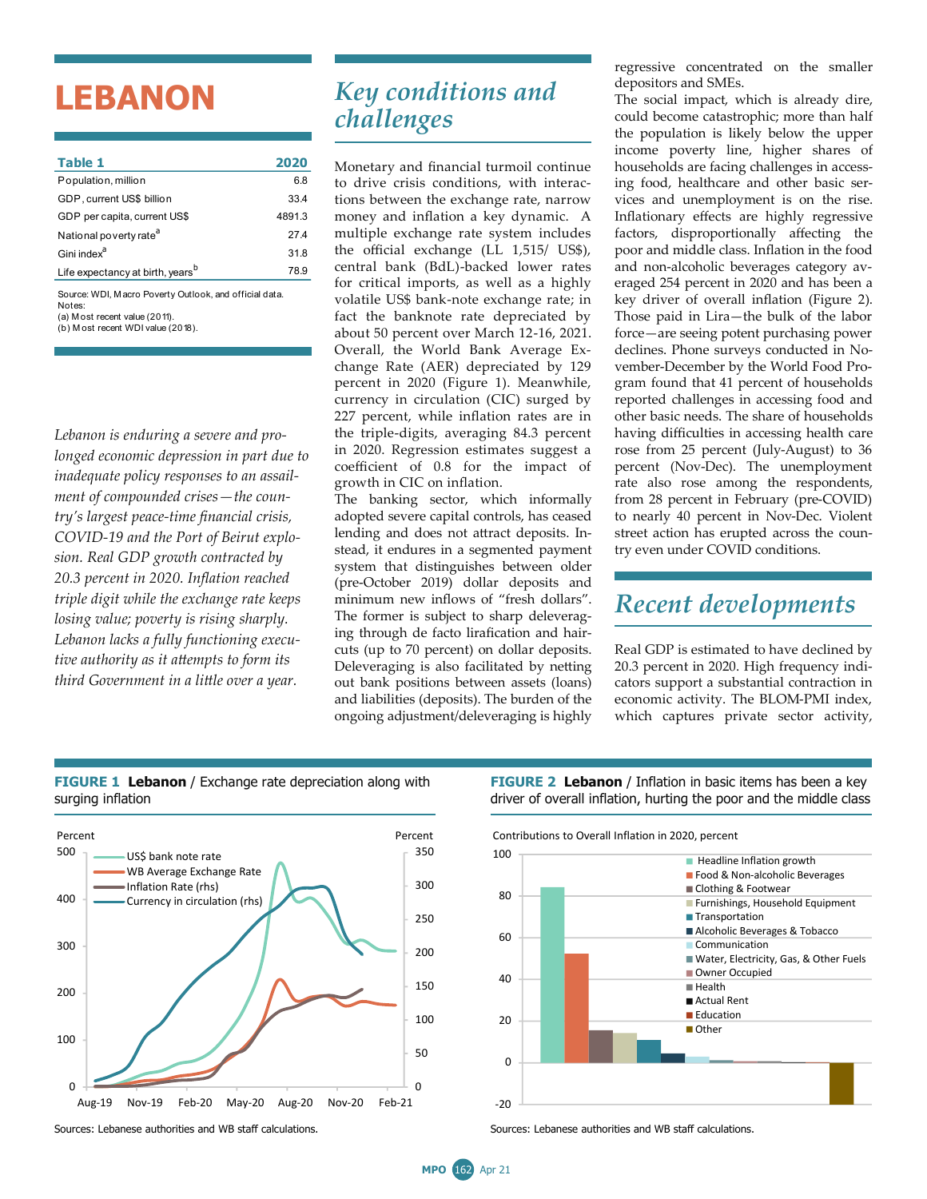# LEBANON

| Table 1 | 2020 |
|---|---|
| Population, million | 6.8 |
| GDP, current US$ billion | 33.4 |
| GDP per capita, current US$ | 4891.3 |
| National poverty rate[a] | 27.4 |
| Gini index[a] | 31.8 |
| Life expectancy at birth, years[b] | 78.9 |

Source: WDI, Macro Poverty Outlook, and official data.
Notes:
(a) Most recent value (2011).
(b) Most recent WDI value (2018).

*Lebanon is enduring a severe and prolonged economic depression in part due to inadequate policy responses to an assailment of compounded crises—the country's largest peace-time financial crisis, COVID-19 and the Port of Beirut explosion. Real GDP growth contracted by 20.3 percent in 2020. Inflation reached triple digit while the exchange rate keeps losing value; poverty is rising sharply. Lebanon lacks a fully functioning executive authority as it attempts to form its third Government in a little over a year.*

## Key conditions and challenges

Monetary and financial turmoil continue to drive crisis conditions, with interactions between the exchange rate, narrow money and inflation a key dynamic. A multiple exchange rate system includes the official exchange (LL 1,515/ US$), central bank (BdL)-backed lower rates for critical imports, as well as a highly volatile US$ bank-note exchange rate; in fact the banknote rate depreciated by about 50 percent over March 12-16, 2021. Overall, the World Bank Average Exchange Rate (AER) depreciated by 129 percent in 2020 (Figure 1). Meanwhile, currency in circulation (CIC) surged by 227 percent, while inflation rates are in the triple-digits, averaging 84.3 percent in 2020. Regression estimates suggest a coefficient of 0.8 for the impact of growth in CIC on inflation.

The banking sector, which informally adopted severe capital controls, has ceased lending and does not attract deposits. Instead, it endures in a segmented payment system that distinguishes between older (pre-October 2019) dollar deposits and minimum new inflows of "fresh dollars". The former is subject to sharp deleveraging through de facto lirafication and haircuts (up to 70 percent) on dollar deposits. Deleveraging is also facilitated by netting out bank positions between assets (loans) and liabilities (deposits). The burden of the ongoing adjustment/deleveraging is highly regressive concentrated on the smaller depositors and SMEs.

The social impact, which is already dire, could become catastrophic; more than half the population is likely below the upper income poverty line, higher shares of households are facing challenges in accessing food, healthcare and other basic services and unemployment is on the rise. Inflationary effects are highly regressive factors, disproportionally affecting the poor and middle class. Inflation in the food and non-alcoholic beverages category averaged 254 percent in 2020 and has been a key driver of overall inflation (Figure 2). Those paid in Lira—the bulk of the labor force—are seeing potent purchasing power declines. Phone surveys conducted in November-December by the World Food Program found that 41 percent of households reported challenges in accessing food and other basic needs. The share of households having difficulties in accessing health care rose from 25 percent (July-August) to 36 percent (Nov-Dec). The unemployment rate also rose among the respondents, from 28 percent in February (pre-COVID) to nearly 40 percent in Nov-Dec. Violent street action has erupted across the country even under COVID conditions.

## Recent developments

Real GDP is estimated to have declined by 20.3 percent in 2020. High frequency indicators support a substantial contraction in economic activity. The BLOM-PMI index, which captures private sector activity,

**FIGURE 1 Lebanon** / Exchange rate depreciation along with surging inflation

Sources: Lebanese authorities and WB staff calculations.

**FIGURE 2 Lebanon** / Inflation in basic items has been a key driver of overall inflation, hurting the poor and the middle class

Sources: Lebanese authorities and WB staff calculations.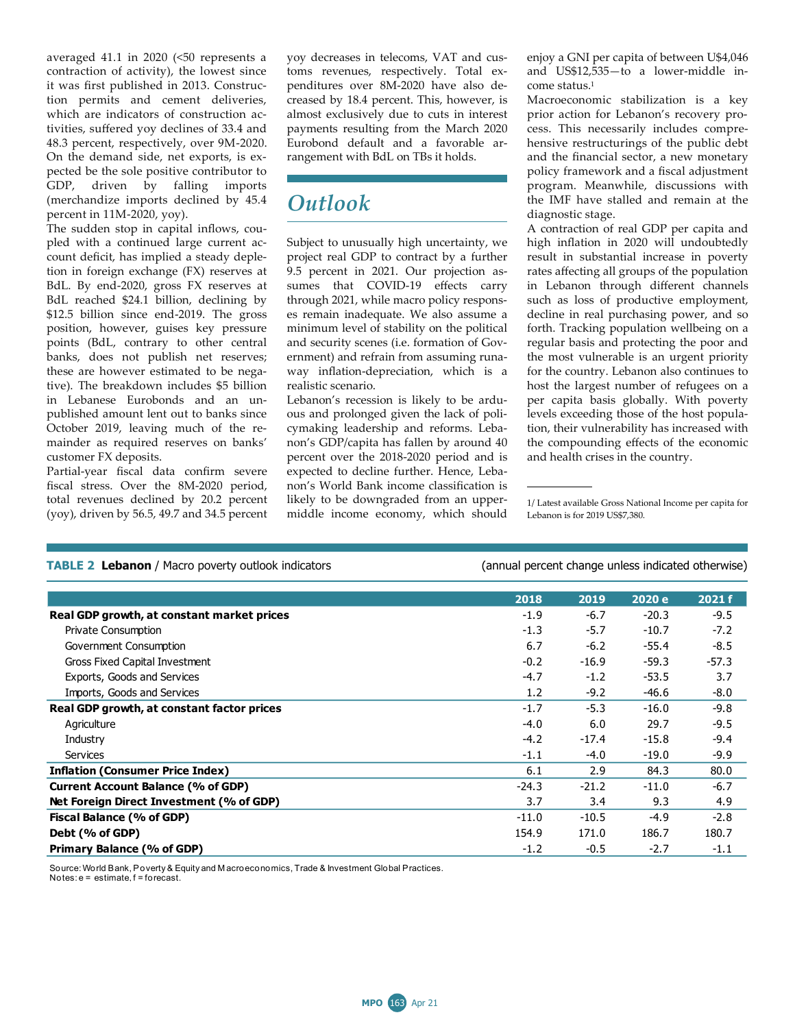averaged 41.1 in 2020 (<50 represents a contraction of activity), the lowest since it was first published in 2013. Construction permits and cement deliveries, which are indicators of construction activities, suffered yoy declines of 33.4 and 48.3 percent, respectively, over 9M-2020. On the demand side, net exports, is expected be the sole positive contributor to GDP, driven by falling imports (merchandize imports declined by 45.4 percent in 11M-2020, yoy).

The sudden stop in capital inflows, coupled with a continued large current account deficit, has implied a steady depletion in foreign exchange (FX) reserves at BdL. By end-2020, gross FX reserves at BdL reached $24.1 billion, declining by $12.5 billion since end-2019. The gross position, however, guises key pressure points (BdL, contrary to other central banks, does not publish net reserves; these are however estimated to be negative). The breakdown includes $5 billion in Lebanese Eurobonds and an unpublished amount lent out to banks since October 2019, leaving much of the remainder as required reserves on banks' customer FX deposits.

Partial-year fiscal data confirm severe fiscal stress. Over the 8M-2020 period, total revenues declined by 20.2 percent (yoy), driven by 56.5, 49.7 and 34.5 percent yoy decreases in telecoms, VAT and customs revenues, respectively. Total expenditures over 8M-2020 have also decreased by 18.4 percent. This, however, is almost exclusively due to cuts in interest payments resulting from the March 2020 Eurobond default and a favorable arrangement with BdL on TBs it holds.

## Outlook

Subject to unusually high uncertainty, we project real GDP to contract by a further 9.5 percent in 2021. Our projection assumes that COVID-19 effects carry through 2021, while macro policy responses remain inadequate. We also assume a minimum level of stability on the political and security scenes (i.e. formation of Government) and refrain from assuming runaway inflation-depreciation, which is a realistic scenario.

Lebanon's recession is likely to be arduous and prolonged given the lack of policymaking leadership and reforms. Lebanon's GDP/capita has fallen by around 40 percent over the 2018-2020 period and is expected to decline further. Hence, Lebanon's World Bank income classification is likely to be downgraded from an upper-middle income economy, which should enjoy a GNI per capita of between U$4,046 and US$12,535—to a lower-middle income status.[1]

Macroeconomic stabilization is a key prior action for Lebanon's recovery process. This necessarily includes comprehensive restructurings of the public debt and the financial sector, a new monetary policy framework and a fiscal adjustment program. Meanwhile, discussions with the IMF have stalled and remain at the diagnostic stage.

A contraction of real GDP per capita and high inflation in 2020 will undoubtedly result in substantial increase in poverty rates affecting all groups of the population in Lebanon through different channels such as loss of productive employment, decline in real purchasing power, and so forth. Tracking population wellbeing on a regular basis and protecting the poor and the most vulnerable is an urgent priority for the country. Lebanon also continues to host the largest number of refugees on a per capita basis globally. With poverty levels exceeding those of the host population, their vulnerability has increased with the compounding effects of the economic and health crises in the country.

1/ Latest available Gross National Income per capita for Lebanon is for 2019 US$7,380.

**TABLE 2 Lebanon** / Macro poverty outlook indicators (annual percent change unless indicated otherwise)

| | 2018 | 2019 | 2020 e | 2021 f |
|---|---|---|---|---|
| **Real GDP growth, at constant market prices** | -1.9 | -6.7 | -20.3 | -9.5 |
| Private Consumption | -1.3 | -5.7 | -10.7 | -7.2 |
| Government Consumption | 6.7 | -6.2 | -55.4 | -8.5 |
| Gross Fixed Capital Investment | -0.2 | -16.9 | -59.3 | -57.3 |
| Exports, Goods and Services | -4.7 | -1.2 | -53.5 | 3.7 |
| Imports, Goods and Services | 1.2 | -9.2 | -46.6 | -8.0 |
| **Real GDP growth, at constant factor prices** | -1.7 | -5.3 | -16.0 | -9.8 |
| Agriculture | -4.0 | 6.0 | 29.7 | -9.5 |
| Industry | -4.2 | -17.4 | -15.8 | -9.4 |
| Services | -1.1 | -4.0 | -19.0 | -9.9 |
| **Inflation (Consumer Price Index)** | 6.1 | 2.9 | 84.3 | 80.0 |
| **Current Account Balance (% of GDP)** | -24.3 | -21.2 | -11.0 | -6.7 |
| **Net Foreign Direct Investment (% of GDP)** | 3.7 | 3.4 | 9.3 | 4.9 |
| **Fiscal Balance (% of GDP)** | -11.0 | -10.5 | -4.9 | -2.8 |
| **Debt (% of GDP)** | 154.9 | 171.0 | 186.7 | 180.7 |
| **Primary Balance (% of GDP)** | -1.2 | -0.5 | -2.7 | -1.1 |

Source: World Bank, Poverty & Equity and Macroeconomics, Trade & Investment Global Practices.
Notes: e = estimate, f = forecast.